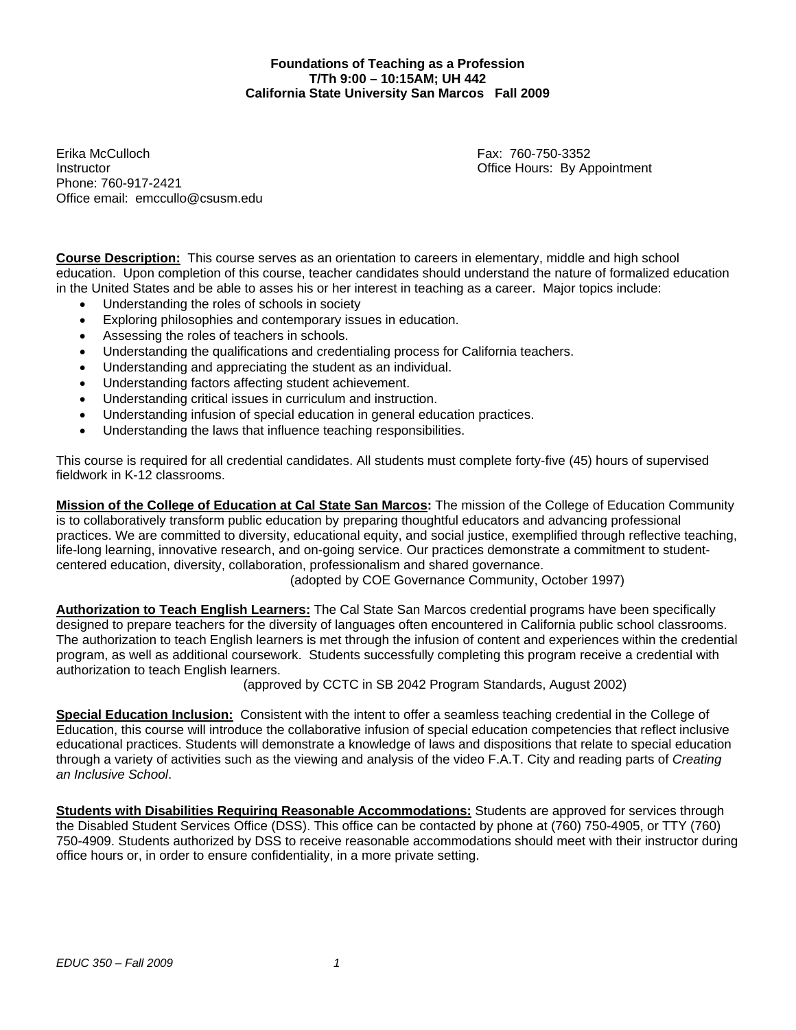**Foundations of Teaching as a Profession**
**T/Th 9:00 – 10:15AM; UH 442**
**California State University San Marcos Fall 2009**

Erika McCulloch
Instructor
Phone: 760-917-2421
Office email: emccullo@csusm.edu

Fax: 760-750-3352
Office Hours: By Appointment

**Course Description:** This course serves as an orientation to careers in elementary, middle and high school education. Upon completion of this course, teacher candidates should understand the nature of formalized education in the United States and be able to asses his or her interest in teaching as a career. Major topics include:

- Understanding the roles of schools in society
- Exploring philosophies and contemporary issues in education.
- Assessing the roles of teachers in schools.
- Understanding the qualifications and credentialing process for California teachers.
- Understanding and appreciating the student as an individual.
- Understanding factors affecting student achievement.
- Understanding critical issues in curriculum and instruction.
- Understanding infusion of special education in general education practices.
- Understanding the laws that influence teaching responsibilities.

This course is required for all credential candidates. All students must complete forty-five (45) hours of supervised fieldwork in K-12 classrooms.

**Mission of the College of Education at Cal State San Marcos:** The mission of the College of Education Community is to collaboratively transform public education by preparing thoughtful educators and advancing professional practices. We are committed to diversity, educational equity, and social justice, exemplified through reflective teaching, life-long learning, innovative research, and on-going service. Our practices demonstrate a commitment to student-centered education, diversity, collaboration, professionalism and shared governance.
(adopted by COE Governance Community, October 1997)

**Authorization to Teach English Learners:** The Cal State San Marcos credential programs have been specifically designed to prepare teachers for the diversity of languages often encountered in California public school classrooms. The authorization to teach English learners is met through the infusion of content and experiences within the credential program, as well as additional coursework. Students successfully completing this program receive a credential with authorization to teach English learners.
(approved by CCTC in SB 2042 Program Standards, August 2002)

**Special Education Inclusion:** Consistent with the intent to offer a seamless teaching credential in the College of Education, this course will introduce the collaborative infusion of special education competencies that reflect inclusive educational practices. Students will demonstrate a knowledge of laws and dispositions that relate to special education through a variety of activities such as the viewing and analysis of the video F.A.T. City and reading parts of *Creating an Inclusive School*.

**Students with Disabilities Requiring Reasonable Accommodations:** Students are approved for services through the Disabled Student Services Office (DSS). This office can be contacted by phone at (760) 750-4905, or TTY (760) 750-4909. Students authorized by DSS to receive reasonable accommodations should meet with their instructor during office hours or, in order to ensure confidentiality, in a more private setting.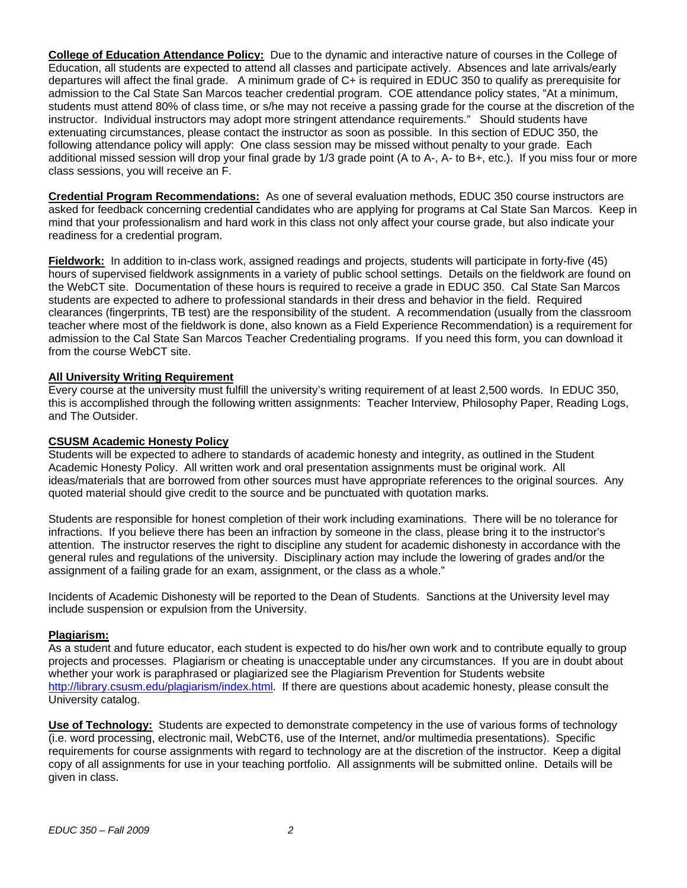**College of Education Attendance Policy:** Due to the dynamic and interactive nature of courses in the College of Education, all students are expected to attend all classes and participate actively. Absences and late arrivals/early departures will affect the final grade. A minimum grade of C+ is required in EDUC 350 to qualify as prerequisite for admission to the Cal State San Marcos teacher credential program. COE attendance policy states, "At a minimum, students must attend 80% of class time, or s/he may not receive a passing grade for the course at the discretion of the instructor. Individual instructors may adopt more stringent attendance requirements." Should students have extenuating circumstances, please contact the instructor as soon as possible. In this section of EDUC 350, the following attendance policy will apply: One class session may be missed without penalty to your grade. Each additional missed session will drop your final grade by 1/3 grade point (A to A-, A- to B+, etc.). If you miss four or more class sessions, you will receive an F.

**Credential Program Recommendations:** As one of several evaluation methods, EDUC 350 course instructors are asked for feedback concerning credential candidates who are applying for programs at Cal State San Marcos. Keep in mind that your professionalism and hard work in this class not only affect your course grade, but also indicate your readiness for a credential program.

**Fieldwork:** In addition to in-class work, assigned readings and projects, students will participate in forty-five (45) hours of supervised fieldwork assignments in a variety of public school settings. Details on the fieldwork are found on the WebCT site. Documentation of these hours is required to receive a grade in EDUC 350. Cal State San Marcos students are expected to adhere to professional standards in their dress and behavior in the field. Required clearances (fingerprints, TB test) are the responsibility of the student. A recommendation (usually from the classroom teacher where most of the fieldwork is done, also known as a Field Experience Recommendation) is a requirement for admission to the Cal State San Marcos Teacher Credentialing programs. If you need this form, you can download it from the course WebCT site.

**All University Writing Requirement**

Every course at the university must fulfill the university's writing requirement of at least 2,500 words. In EDUC 350, this is accomplished through the following written assignments: Teacher Interview, Philosophy Paper, Reading Logs, and The Outsider.

**CSUSM Academic Honesty Policy**

Students will be expected to adhere to standards of academic honesty and integrity, as outlined in the Student Academic Honesty Policy. All written work and oral presentation assignments must be original work. All ideas/materials that are borrowed from other sources must have appropriate references to the original sources. Any quoted material should give credit to the source and be punctuated with quotation marks.

Students are responsible for honest completion of their work including examinations. There will be no tolerance for infractions. If you believe there has been an infraction by someone in the class, please bring it to the instructor's attention. The instructor reserves the right to discipline any student for academic dishonesty in accordance with the general rules and regulations of the university. Disciplinary action may include the lowering of grades and/or the assignment of a failing grade for an exam, assignment, or the class as a whole."

Incidents of Academic Dishonesty will be reported to the Dean of Students. Sanctions at the University level may include suspension or expulsion from the University.

**Plagiarism:**

As a student and future educator, each student is expected to do his/her own work and to contribute equally to group projects and processes. Plagiarism or cheating is unacceptable under any circumstances. If you are in doubt about whether your work is paraphrased or plagiarized see the Plagiarism Prevention for Students website http://library.csusm.edu/plagiarism/index.html. If there are questions about academic honesty, please consult the University catalog.

**Use of Technology:** Students are expected to demonstrate competency in the use of various forms of technology (i.e. word processing, electronic mail, WebCT6, use of the Internet, and/or multimedia presentations). Specific requirements for course assignments with regard to technology are at the discretion of the instructor. Keep a digital copy of all assignments for use in your teaching portfolio. All assignments will be submitted online. Details will be given in class.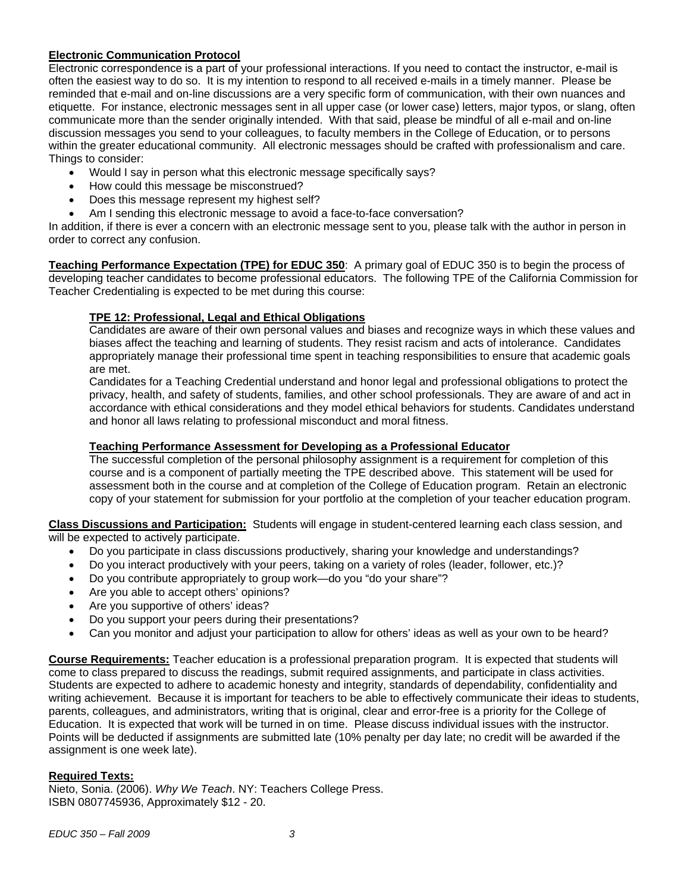**Electronic Communication Protocol**

Electronic correspondence is a part of your professional interactions. If you need to contact the instructor, e-mail is often the easiest way to do so. It is my intention to respond to all received e-mails in a timely manner. Please be reminded that e-mail and on-line discussions are a very specific form of communication, with their own nuances and etiquette. For instance, electronic messages sent in all upper case (or lower case) letters, major typos, or slang, often communicate more than the sender originally intended. With that said, please be mindful of all e-mail and on-line discussion messages you send to your colleagues, to faculty members in the College of Education, or to persons within the greater educational community. All electronic messages should be crafted with professionalism and care. Things to consider:

- Would I say in person what this electronic message specifically says?
- How could this message be misconstrued?
- Does this message represent my highest self?
- Am I sending this electronic message to avoid a face-to-face conversation?

In addition, if there is ever a concern with an electronic message sent to you, please talk with the author in person in order to correct any confusion.

**Teaching Performance Expectation (TPE) for EDUC 350**: A primary goal of EDUC 350 is to begin the process of developing teacher candidates to become professional educators. The following TPE of the California Commission for Teacher Credentialing is expected to be met during this course:

**TPE 12: Professional, Legal and Ethical Obligations**

Candidates are aware of their own personal values and biases and recognize ways in which these values and biases affect the teaching and learning of students. They resist racism and acts of intolerance. Candidates appropriately manage their professional time spent in teaching responsibilities to ensure that academic goals are met.

Candidates for a Teaching Credential understand and honor legal and professional obligations to protect the privacy, health, and safety of students, families, and other school professionals. They are aware of and act in accordance with ethical considerations and they model ethical behaviors for students. Candidates understand and honor all laws relating to professional misconduct and moral fitness.

**Teaching Performance Assessment for Developing as a Professional Educator**

The successful completion of the personal philosophy assignment is a requirement for completion of this course and is a component of partially meeting the TPE described above. This statement will be used for assessment both in the course and at completion of the College of Education program. Retain an electronic copy of your statement for submission for your portfolio at the completion of your teacher education program.

**Class Discussions and Participation:** Students will engage in student-centered learning each class session, and will be expected to actively participate.

- Do you participate in class discussions productively, sharing your knowledge and understandings?
- Do you interact productively with your peers, taking on a variety of roles (leader, follower, etc.)?
- Do you contribute appropriately to group work—do you "do your share"?
- Are you able to accept others' opinions?
- Are you supportive of others' ideas?
- Do you support your peers during their presentations?
- Can you monitor and adjust your participation to allow for others' ideas as well as your own to be heard?

**Course Requirements:** Teacher education is a professional preparation program. It is expected that students will come to class prepared to discuss the readings, submit required assignments, and participate in class activities. Students are expected to adhere to academic honesty and integrity, standards of dependability, confidentiality and writing achievement. Because it is important for teachers to be able to effectively communicate their ideas to students, parents, colleagues, and administrators, writing that is original, clear and error-free is a priority for the College of Education. It is expected that work will be turned in on time. Please discuss individual issues with the instructor. Points will be deducted if assignments are submitted late (10% penalty per day late; no credit will be awarded if the assignment is one week late).

**Required Texts:**

Nieto, Sonia. (2006). *Why We Teach*. NY: Teachers College Press.
ISBN 0807745936, Approximately $12 - 20.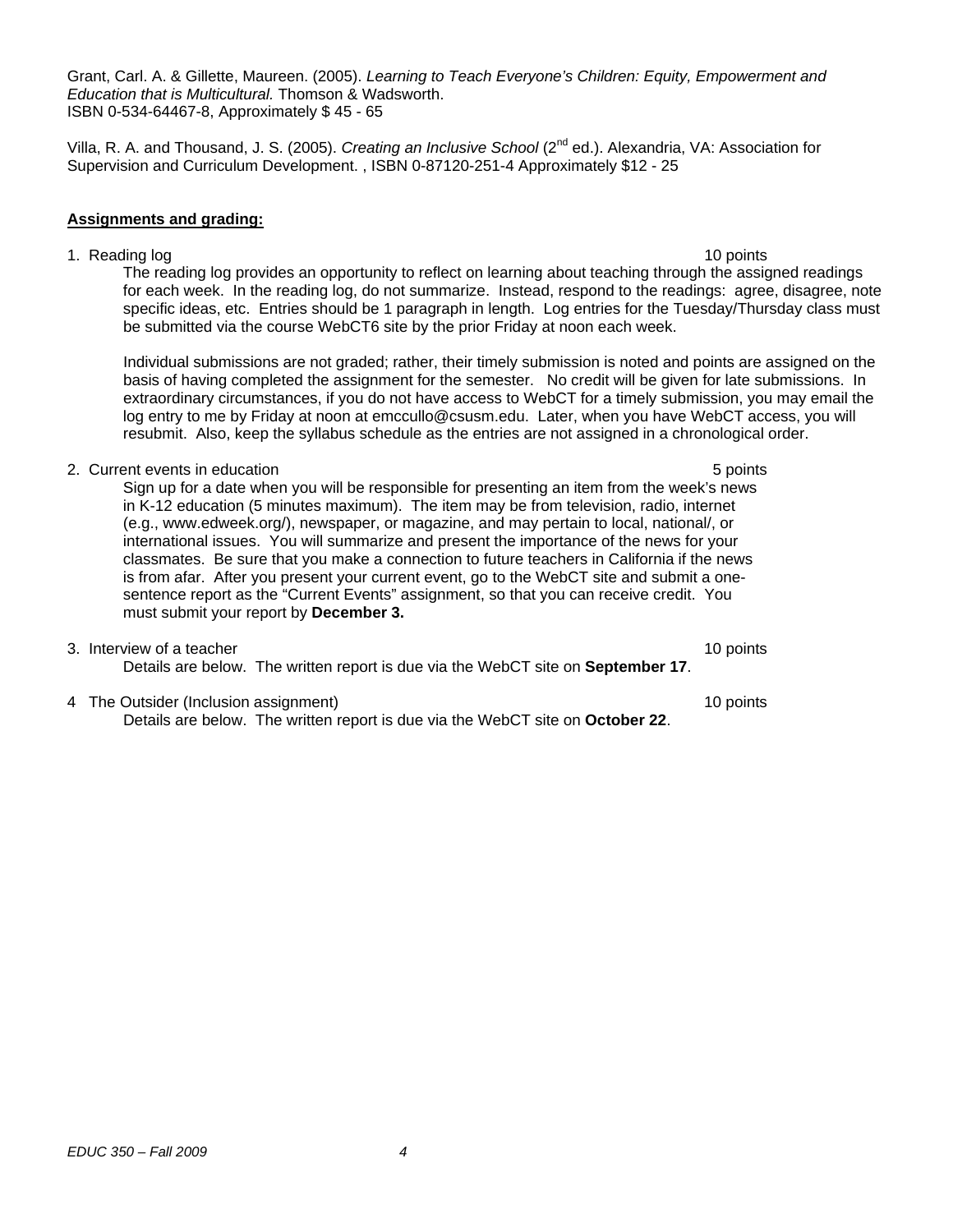Grant, Carl. A. & Gillette, Maureen. (2005). *Learning to Teach Everyone's Children: Equity, Empowerment and Education that is Multicultural.* Thomson & Wadsworth.
ISBN 0-534-64467-8, Approximately $ 45 - 65

Villa, R. A. and Thousand, J. S. (2005). *Creating an Inclusive School* (2nd ed.). Alexandria, VA: Association for Supervision and Curriculum Development. , ISBN 0-87120-251-4 Approximately $12 - 25

**Assignments and grading:**

1. Reading log — 10 points

   The reading log provides an opportunity to reflect on learning about teaching through the assigned readings for each week. In the reading log, do not summarize. Instead, respond to the readings: agree, disagree, note specific ideas, etc. Entries should be 1 paragraph in length. Log entries for the Tuesday/Thursday class must be submitted via the course WebCT6 site by the prior Friday at noon each week.

   Individual submissions are not graded; rather, their timely submission is noted and points are assigned on the basis of having completed the assignment for the semester. No credit will be given for late submissions. In extraordinary circumstances, if you do not have access to WebCT for a timely submission, you may email the log entry to me by Friday at noon at emccullo@csusm.edu. Later, when you have WebCT access, you will resubmit. Also, keep the syllabus schedule as the entries are not assigned in a chronological order.

2. Current events in education — 5 points

   Sign up for a date when you will be responsible for presenting an item from the week's news in K-12 education (5 minutes maximum). The item may be from television, radio, internet (e.g., www.edweek.org/), newspaper, or magazine, and may pertain to local, national/, or international issues. You will summarize and present the importance of the news for your classmates. Be sure that you make a connection to future teachers in California if the news is from afar. After you present your current event, go to the WebCT site and submit a one-sentence report as the "Current Events" assignment, so that you can receive credit. You must submit your report by **December 3.**

3. Interview of a teacher — 10 points

   Details are below. The written report is due via the WebCT site on **September 17**.

4. The Outsider (Inclusion assignment) — 10 points

   Details are below. The written report is due via the WebCT site on **October 22**.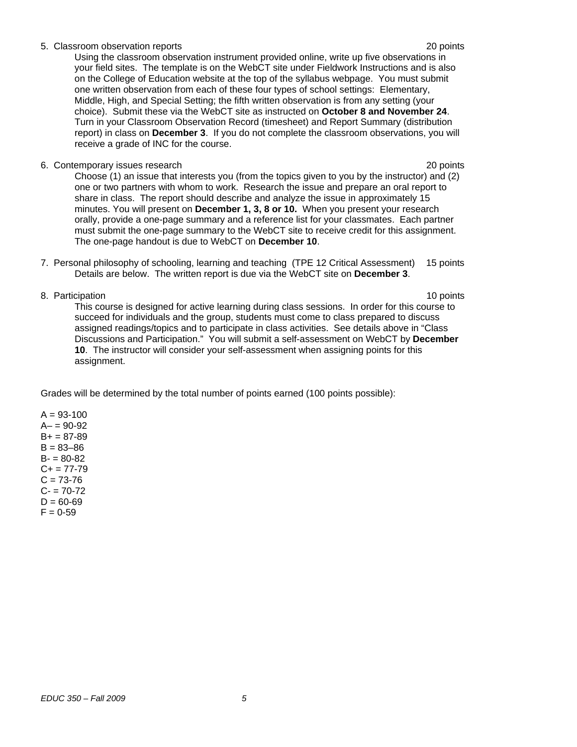5. Classroom observation reports 20 points

   Using the classroom observation instrument provided online, write up five observations in your field sites. The template is on the WebCT site under Fieldwork Instructions and is also on the College of Education website at the top of the syllabus webpage. You must submit one written observation from each of these four types of school settings: Elementary, Middle, High, and Special Setting; the fifth written observation is from any setting (your choice). Submit these via the WebCT site as instructed on **October 8 and November 24**. Turn in your Classroom Observation Record (timesheet) and Report Summary (distribution report) in class on **December 3**. If you do not complete the classroom observations, you will receive a grade of INC for the course.

6. Contemporary issues research 20 points

   Choose (1) an issue that interests you (from the topics given to you by the instructor) and (2) one or two partners with whom to work. Research the issue and prepare an oral report to share in class. The report should describe and analyze the issue in approximately 15 minutes. You will present on **December 1, 3, 8 or 10.** When you present your research orally, provide a one-page summary and a reference list for your classmates. Each partner must submit the one-page summary to the WebCT site to receive credit for this assignment. The one-page handout is due to WebCT on **December 10**.

7. Personal philosophy of schooling, learning and teaching (TPE 12 Critical Assessment) 15 points

   Details are below. The written report is due via the WebCT site on **December 3**.

8. Participation 10 points

   This course is designed for active learning during class sessions. In order for this course to succeed for individuals and the group, students must come to class prepared to discuss assigned readings/topics and to participate in class activities. See details above in "Class Discussions and Participation." You will submit a self-assessment on WebCT by **December 10**. The instructor will consider your self-assessment when assigning points for this assignment.

Grades will be determined by the total number of points earned (100 points possible):

A = 93-100
A– = 90-92
B+ = 87-89
B = 83–86
B- = 80-82
C+ = 77-79
C = 73-76
C- = 70-72
D = 60-69
F = 0-59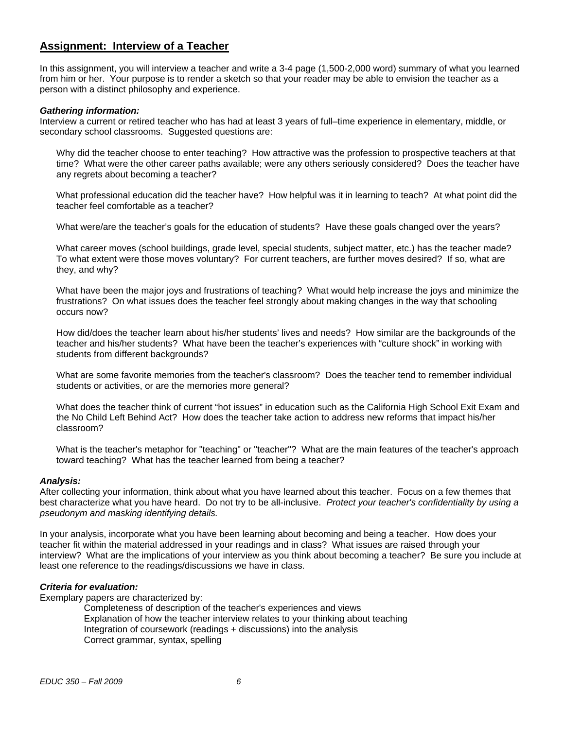## Assignment: Interview of a Teacher

In this assignment, you will interview a teacher and write a 3-4 page (1,500-2,000 word) summary of what you learned from him or her. Your purpose is to render a sketch so that your reader may be able to envision the teacher as a person with a distinct philosophy and experience.

***Gathering information:***
Interview a current or retired teacher who has had at least 3 years of full–time experience in elementary, middle, or secondary school classrooms. Suggested questions are:

Why did the teacher choose to enter teaching? How attractive was the profession to prospective teachers at that time? What were the other career paths available; were any others seriously considered? Does the teacher have any regrets about becoming a teacher?

What professional education did the teacher have? How helpful was it in learning to teach? At what point did the teacher feel comfortable as a teacher?

What were/are the teacher's goals for the education of students? Have these goals changed over the years?

What career moves (school buildings, grade level, special students, subject matter, etc.) has the teacher made? To what extent were those moves voluntary? For current teachers, are further moves desired? If so, what are they, and why?

What have been the major joys and frustrations of teaching? What would help increase the joys and minimize the frustrations? On what issues does the teacher feel strongly about making changes in the way that schooling occurs now?

How did/does the teacher learn about his/her students' lives and needs? How similar are the backgrounds of the teacher and his/her students? What have been the teacher's experiences with "culture shock" in working with students from different backgrounds?

What are some favorite memories from the teacher's classroom? Does the teacher tend to remember individual students or activities, or are the memories more general?

What does the teacher think of current "hot issues" in education such as the California High School Exit Exam and the No Child Left Behind Act? How does the teacher take action to address new reforms that impact his/her classroom?

What is the teacher's metaphor for "teaching" or "teacher"? What are the main features of the teacher's approach toward teaching? What has the teacher learned from being a teacher?

***Analysis:***
After collecting your information, think about what you have learned about this teacher. Focus on a few themes that best characterize what you have heard. Do not try to be all-inclusive. *Protect your teacher's confidentiality by using a pseudonym and masking identifying details.*

In your analysis, incorporate what you have been learning about becoming and being a teacher. How does your teacher fit within the material addressed in your readings and in class? What issues are raised through your interview? What are the implications of your interview as you think about becoming a teacher? Be sure you include at least one reference to the readings/discussions we have in class.

***Criteria for evaluation:***
Exemplary papers are characterized by:

- Completeness of description of the teacher's experiences and views
- Explanation of how the teacher interview relates to your thinking about teaching
- Integration of coursework (readings + discussions) into the analysis
- Correct grammar, syntax, spelling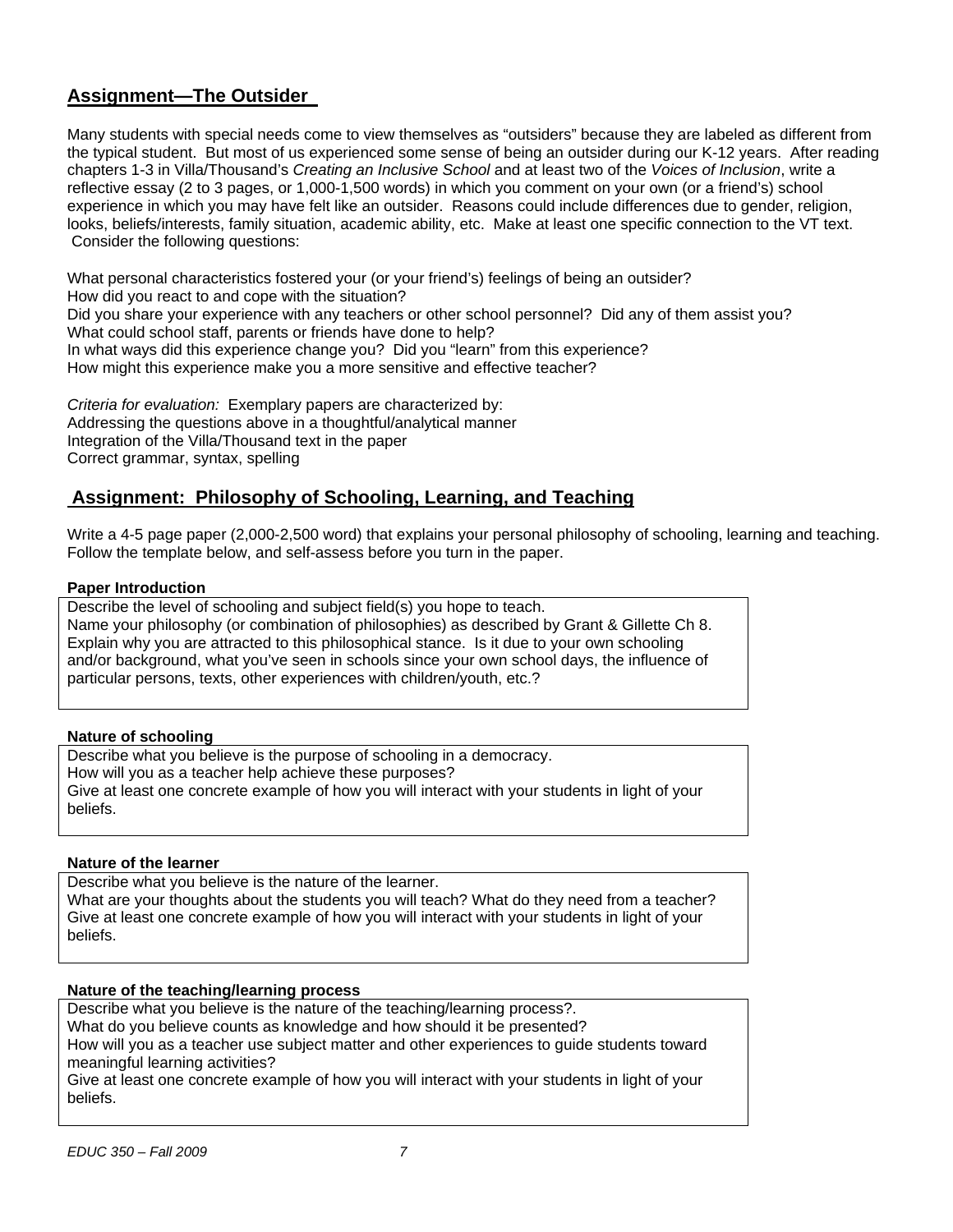## Assignment—The Outsider

Many students with special needs come to view themselves as "outsiders" because they are labeled as different from the typical student. But most of us experienced some sense of being an outsider during our K-12 years. After reading chapters 1-3 in Villa/Thousand's *Creating an Inclusive School* and at least two of the *Voices of Inclusion*, write a reflective essay (2 to 3 pages, or 1,000-1,500 words) in which you comment on your own (or a friend's) school experience in which you may have felt like an outsider. Reasons could include differences due to gender, religion, looks, beliefs/interests, family situation, academic ability, etc. Make at least one specific connection to the VT text. Consider the following questions:

What personal characteristics fostered your (or your friend's) feelings of being an outsider?
How did you react to and cope with the situation?
Did you share your experience with any teachers or other school personnel? Did any of them assist you?
What could school staff, parents or friends have done to help?
In what ways did this experience change you? Did you "learn" from this experience?
How might this experience make you a more sensitive and effective teacher?

*Criteria for evaluation:* Exemplary papers are characterized by:
Addressing the questions above in a thoughtful/analytical manner
Integration of the Villa/Thousand text in the paper
Correct grammar, syntax, spelling

## Assignment: Philosophy of Schooling, Learning, and Teaching

Write a 4-5 page paper (2,000-2,500 word) that explains your personal philosophy of schooling, learning and teaching. Follow the template below, and self-assess before you turn in the paper.

**Paper Introduction**

Describe the level of schooling and subject field(s) you hope to teach.
Name your philosophy (or combination of philosophies) as described by Grant & Gillette Ch 8.
Explain why you are attracted to this philosophical stance. Is it due to your own schooling and/or background, what you've seen in schools since your own school days, the influence of particular persons, texts, other experiences with children/youth, etc.?

**Nature of schooling**

Describe what you believe is the purpose of schooling in a democracy.
How will you as a teacher help achieve these purposes?
Give at least one concrete example of how you will interact with your students in light of your beliefs.

**Nature of the learner**

Describe what you believe is the nature of the learner.
What are your thoughts about the students you will teach? What do they need from a teacher?
Give at least one concrete example of how you will interact with your students in light of your beliefs.

**Nature of the teaching/learning process**

Describe what you believe is the nature of the teaching/learning process?.
What do you believe counts as knowledge and how should it be presented?
How will you as a teacher use subject matter and other experiences to guide students toward meaningful learning activities?
Give at least one concrete example of how you will interact with your students in light of your beliefs.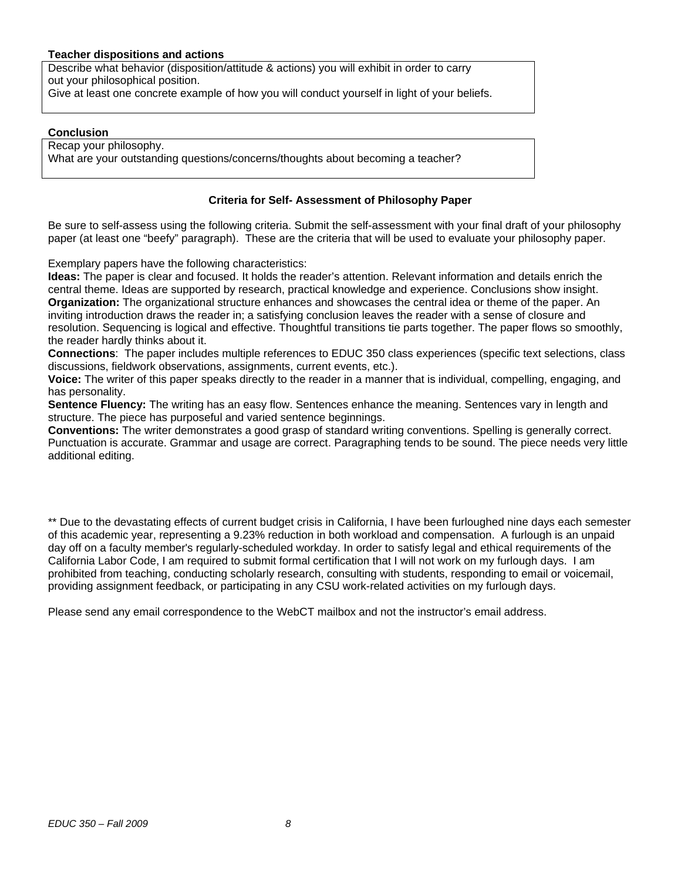**Teacher dispositions and actions**

Describe what behavior (disposition/attitude & actions) you will exhibit in order to carry out your philosophical position.
Give at least one concrete example of how you will conduct yourself in light of your beliefs.

**Conclusion**

Recap your philosophy.
What are your outstanding questions/concerns/thoughts about becoming a teacher?

### Criteria for Self- Assessment of Philosophy Paper

Be sure to self-assess using the following criteria. Submit the self-assessment with your final draft of your philosophy paper (at least one "beefy" paragraph). These are the criteria that will be used to evaluate your philosophy paper.

Exemplary papers have the following characteristics:

**Ideas:** The paper is clear and focused. It holds the reader's attention. Relevant information and details enrich the central theme. Ideas are supported by research, practical knowledge and experience. Conclusions show insight.
**Organization:** The organizational structure enhances and showcases the central idea or theme of the paper. An inviting introduction draws the reader in; a satisfying conclusion leaves the reader with a sense of closure and resolution. Sequencing is logical and effective. Thoughtful transitions tie parts together. The paper flows so smoothly, the reader hardly thinks about it.
**Connections**: The paper includes multiple references to EDUC 350 class experiences (specific text selections, class discussions, fieldwork observations, assignments, current events, etc.).
**Voice:** The writer of this paper speaks directly to the reader in a manner that is individual, compelling, engaging, and has personality.
**Sentence Fluency:** The writing has an easy flow. Sentences enhance the meaning. Sentences vary in length and structure. The piece has purposeful and varied sentence beginnings.
**Conventions:** The writer demonstrates a good grasp of standard writing conventions. Spelling is generally correct. Punctuation is accurate. Grammar and usage are correct. Paragraphing tends to be sound. The piece needs very little additional editing.

** Due to the devastating effects of current budget crisis in California, I have been furloughed nine days each semester of this academic year, representing a 9.23% reduction in both workload and compensation. A furlough is an unpaid day off on a faculty member's regularly-scheduled workday. In order to satisfy legal and ethical requirements of the California Labor Code, I am required to submit formal certification that I will not work on my furlough days. I am prohibited from teaching, conducting scholarly research, consulting with students, responding to email or voicemail, providing assignment feedback, or participating in any CSU work-related activities on my furlough days.

Please send any email correspondence to the WebCT mailbox and not the instructor's email address.